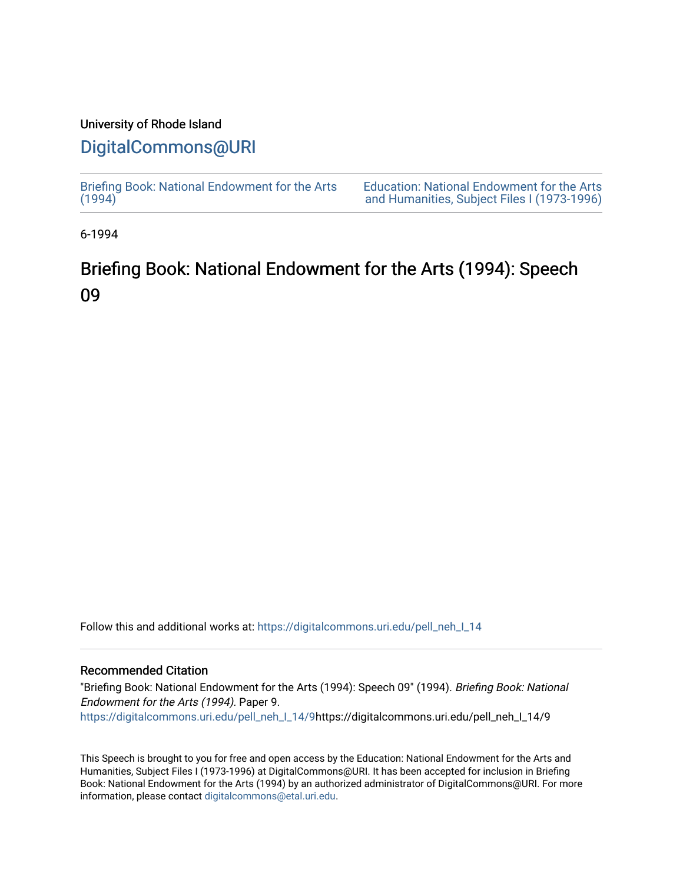University of Rhode Island

# DigitalCommons@URI

Briefing Book: National Endowment for the Arts (1994)

Education: National Endowment for the Arts and Humanities, Subject Files I (1973-1996)

6-1994

## Briefing Book: National Endowment for the Arts (1994): Speech 09

Follow this and additional works at: https://digitalcommons.uri.edu/pell_neh_I_14

### Recommended Citation

"Briefing Book: National Endowment for the Arts (1994): Speech 09" (1994). *Briefing Book: National Endowment for the Arts (1994).* Paper 9.
https://digitalcommons.uri.edu/pell_neh_I_14/9https://digitalcommons.uri.edu/pell_neh_I_14/9

This Speech is brought to you for free and open access by the Education: National Endowment for the Arts and Humanities, Subject Files I (1973-1996) at DigitalCommons@URI. It has been accepted for inclusion in Briefing Book: National Endowment for the Arts (1994) by an authorized administrator of DigitalCommons@URI. For more information, please contact digitalcommons@etal.uri.edu.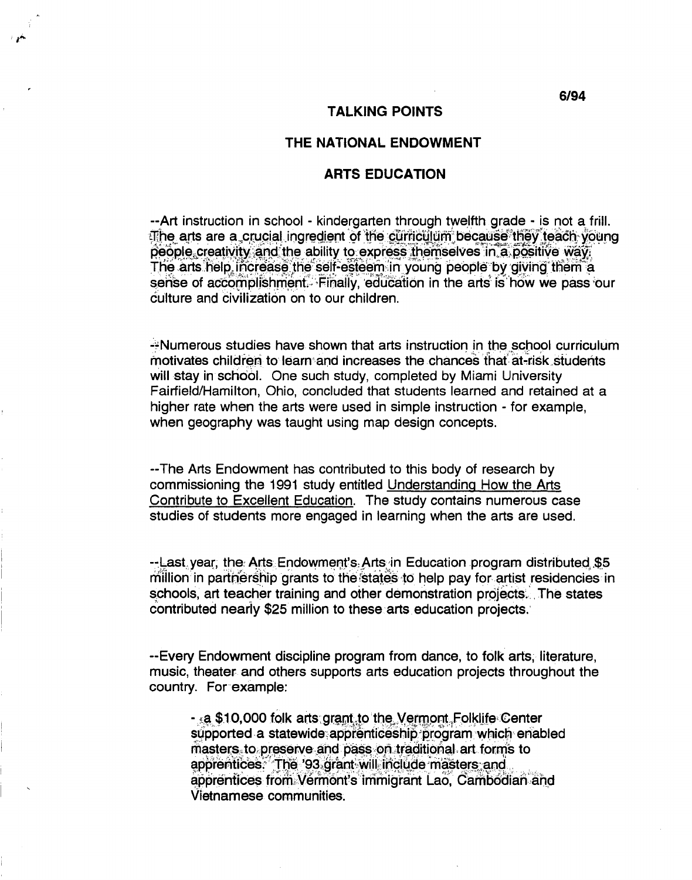6/94

**TALKING POINTS**

**THE NATIONAL ENDOWMENT**

**ARTS EDUCATION**

--Art instruction in school - kindergarten through twelfth grade - is not a frill. The arts are a crucial ingredient of the curriculum because they teach young people creativity and the ability to express themselves in a positive way. The arts help increase the self-esteem in young people by giving them a sense of accomplishment. Finally, education in the arts is how we pass our culture and civilization on to our children.

--Numerous studies have shown that arts instruction in the school curriculum motivates children to learn and increases the chances that at-risk students will stay in school. One such study, completed by Miami University Fairfield/Hamilton, Ohio, concluded that students learned and retained at a higher rate when the arts were used in simple instruction - for example, when geography was taught using map design concepts.

--The Arts Endowment has contributed to this body of research by commissioning the 1991 study entitled Understanding How the Arts Contribute to Excellent Education. The study contains numerous case studies of students more engaged in learning when the arts are used.

--Last year, the Arts Endowment's Arts in Education program distributed $5 million in partnership grants to the states to help pay for artist residencies in schools, art teacher training and other demonstration projects. The states contributed nearly $25 million to these arts education projects.

--Every Endowment discipline program from dance, to folk arts, literature, music, theater and others supports arts education projects throughout the country. For example:

- a $10,000 folk arts grant to the Vermont Folklife Center supported a statewide apprenticeship program which enabled masters to preserve and pass on traditional art forms to apprentices. The '93 grant will include masters and apprentices from Vermont's immigrant Lao, Cambodian and Vietnamese communities.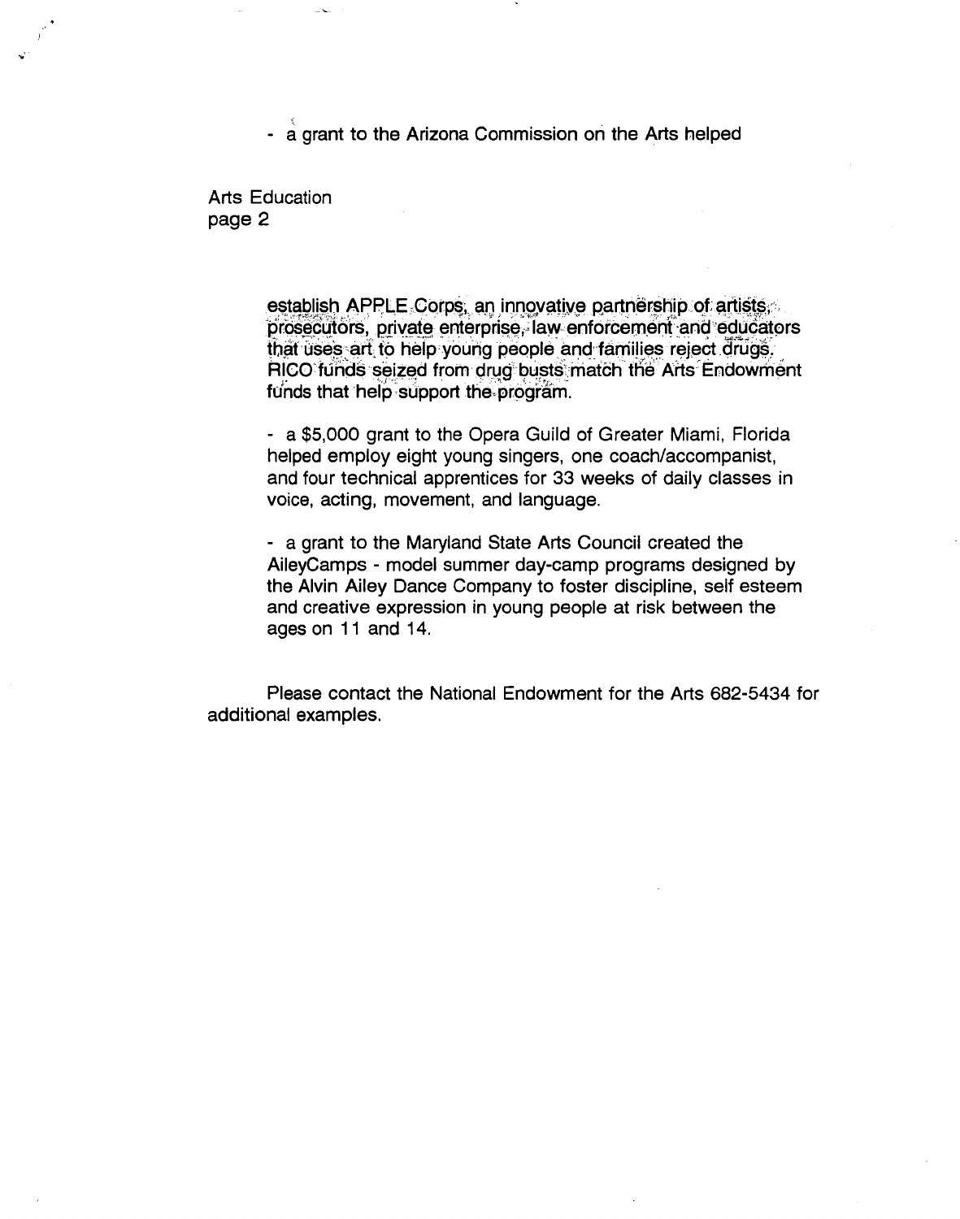- a grant to the Arizona Commission on the Arts helped

Arts Education
page 2

establish APPLE Corps, an innovative partnership of artists, prosecutors, private enterprise, law enforcement and educators that uses art to help young people and families reject drugs. RICO funds seized from drug busts match the Arts Endowment funds that help support the program.

- a $5,000 grant to the Opera Guild of Greater Miami, Florida helped employ eight young singers, one coach/accompanist, and four technical apprentices for 33 weeks of daily classes in voice, acting, movement, and language.

- a grant to the Maryland State Arts Council created the AileyCamps - model summer day-camp programs designed by the Alvin Ailey Dance Company to foster discipline, self esteem and creative expression in young people at risk between the ages on 11 and 14.

Please contact the National Endowment for the Arts 682-5434 for additional examples.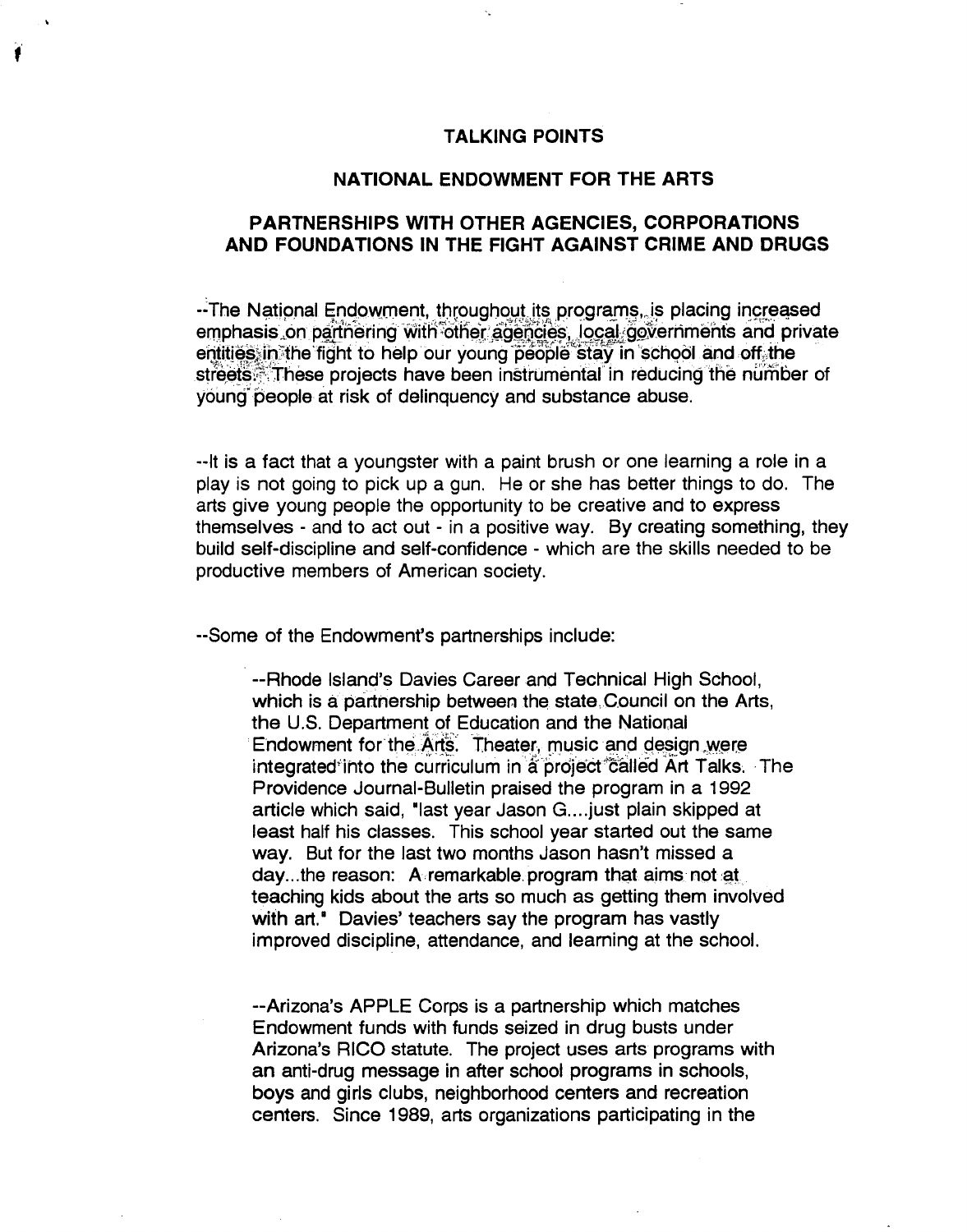**TALKING POINTS**

**NATIONAL ENDOWMENT FOR THE ARTS**

**PARTNERSHIPS WITH OTHER AGENCIES, CORPORATIONS AND FOUNDATIONS IN THE FIGHT AGAINST CRIME AND DRUGS**

--The National Endowment, throughout its programs, is placing increased emphasis on partnering with other agencies, local governments and private entities in the fight to help our young people stay in school and off the streets. These projects have been instrumental in reducing the number of young people at risk of delinquency and substance abuse.

--It is a fact that a youngster with a paint brush or one learning a role in a play is not going to pick up a gun. He or she has better things to do. The arts give young people the opportunity to be creative and to express themselves - and to act out - in a positive way. By creating something, they build self-discipline and self-confidence - which are the skills needed to be productive members of American society.

--Some of the Endowment's partnerships include:

> --Rhode Island's Davies Career and Technical High School, which is a partnership between the state Council on the Arts, the U.S. Department of Education and the National Endowment for the Arts. Theater, music and design were integrated into the curriculum in a project called Art Talks. The Providence Journal-Bulletin praised the program in a 1992 article which said, "last year Jason G....just plain skipped at least half his classes. This school year started out the same way. But for the last two months Jason hasn't missed a day...the reason: A remarkable program that aims not at teaching kids about the arts so much as getting them involved with art." Davies' teachers say the program has vastly improved discipline, attendance, and learning at the school.

> --Arizona's APPLE Corps is a partnership which matches Endowment funds with funds seized in drug busts under Arizona's RICO statute. The project uses arts programs with an anti-drug message in after school programs in schools, boys and girls clubs, neighborhood centers and recreation centers. Since 1989, arts organizations participating in the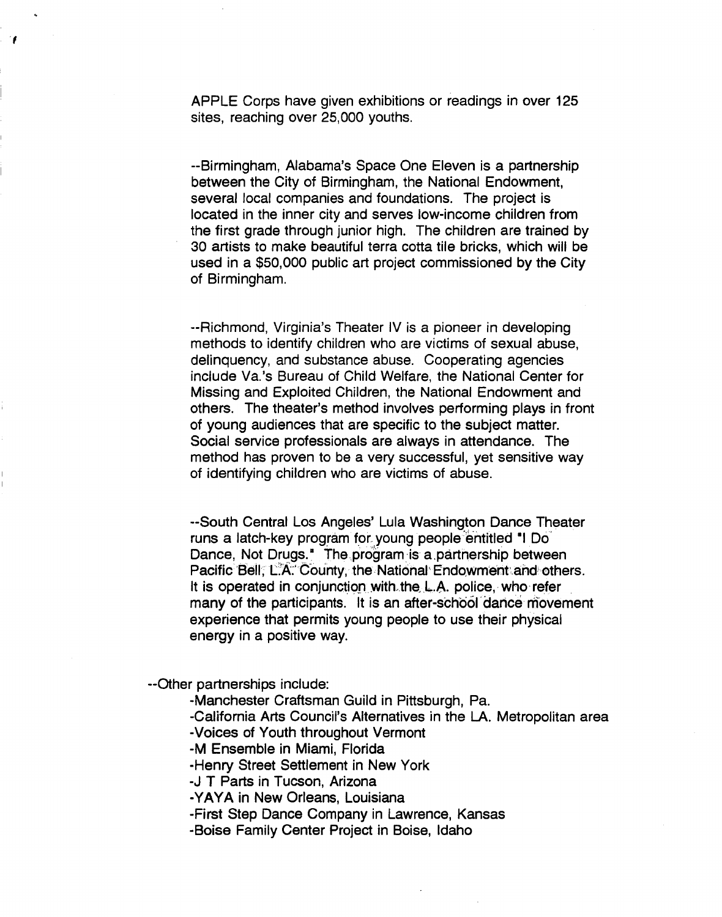APPLE Corps have given exhibitions or readings in over 125 sites, reaching over 25,000 youths.

--Birmingham, Alabama's Space One Eleven is a partnership between the City of Birmingham, the National Endowment, several local companies and foundations. The project is located in the inner city and serves low-income children from the first grade through junior high. The children are trained by 30 artists to make beautiful terra cotta tile bricks, which will be used in a $50,000 public art project commissioned by the City of Birmingham.

--Richmond, Virginia's Theater IV is a pioneer in developing methods to identify children who are victims of sexual abuse, delinquency, and substance abuse. Cooperating agencies include Va.'s Bureau of Child Welfare, the National Center for Missing and Exploited Children, the National Endowment and others. The theater's method involves performing plays in front of young audiences that are specific to the subject matter. Social service professionals are always in attendance. The method has proven to be a very successful, yet sensitive way of identifying children who are victims of abuse.

--South Central Los Angeles' Lula Washington Dance Theater runs a latch-key program for young people entitled "I Do Dance, Not Drugs." The program is a partnership between Pacific Bell, L.A. County, the National Endowment and others. It is operated in conjunction with the L.A. police, who refer many of the participants. It is an after-school dance movement experience that permits young people to use their physical energy in a positive way.

--Other partnerships include:

- -Manchester Craftsman Guild in Pittsburgh, Pa.
- -California Arts Council's Alternatives in the LA. Metropolitan area
- -Voices of Youth throughout Vermont
- -M Ensemble in Miami, Florida
- -Henry Street Settlement in New York
- -J T Parts in Tucson, Arizona
- -YAYA in New Orleans, Louisiana
- -First Step Dance Company in Lawrence, Kansas
- -Boise Family Center Project in Boise, Idaho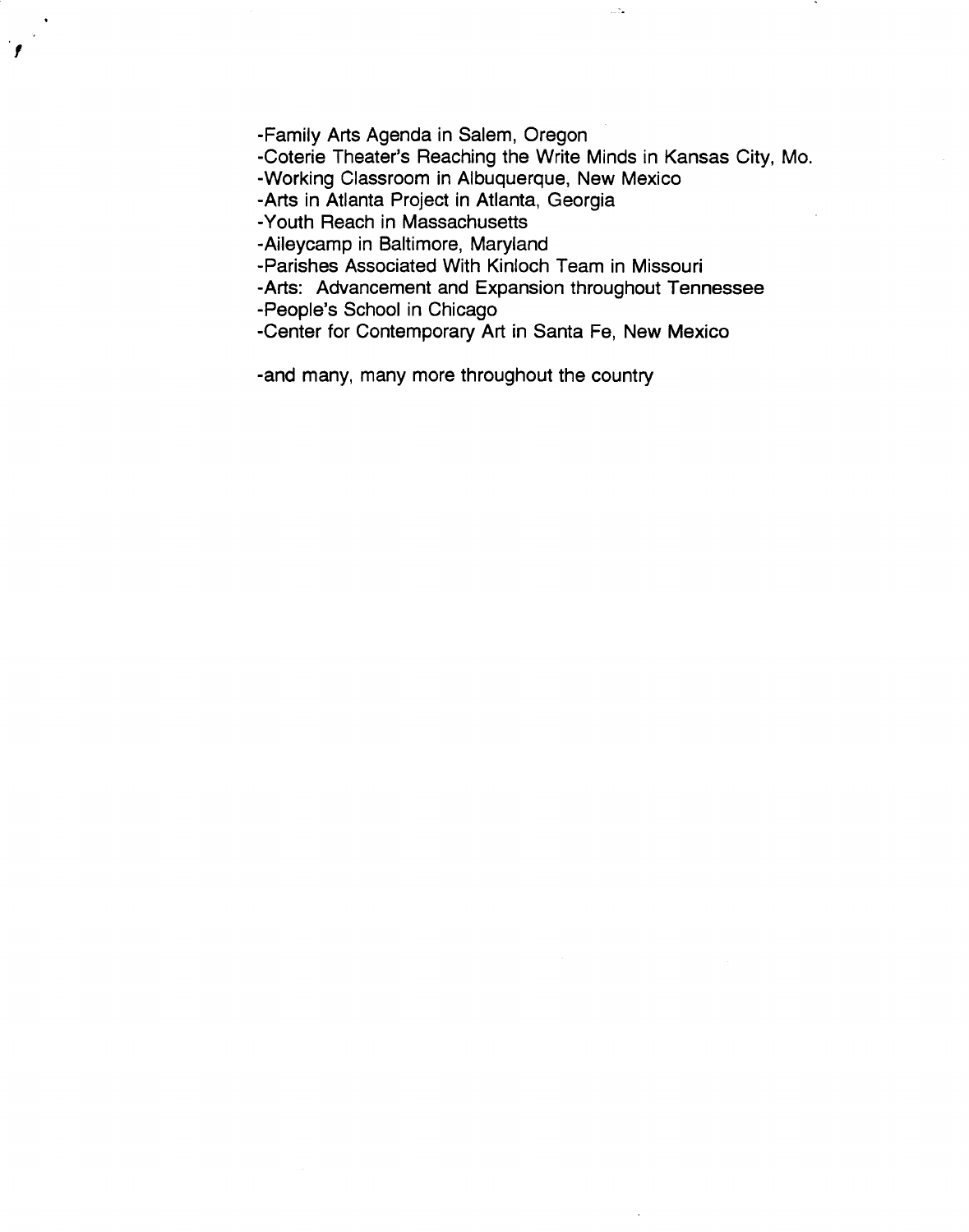-Family Arts Agenda in Salem, Oregon
-Coterie Theater's Reaching the Write Minds in Kansas City, Mo.
-Working Classroom in Albuquerque, New Mexico
-Arts in Atlanta Project in Atlanta, Georgia
-Youth Reach in Massachusetts
-Aileycamp in Baltimore, Maryland
-Parishes Associated With Kinloch Team in Missouri
-Arts: Advancement and Expansion throughout Tennessee
-People's School in Chicago
-Center for Contemporary Art in Santa Fe, New Mexico

-and many, many more throughout the country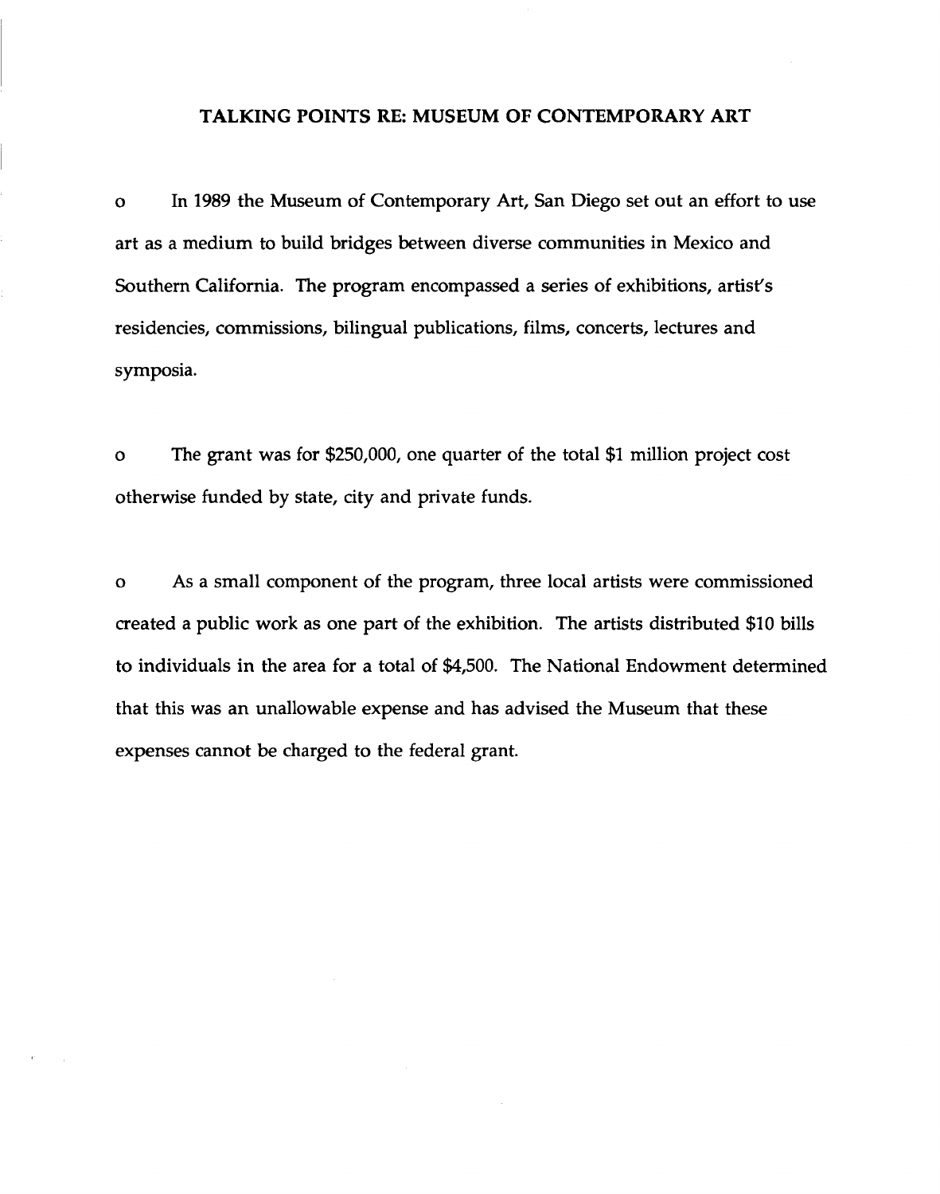# TALKING POINTS RE: MUSEUM OF CONTEMPORARY ART

- In 1989 the Museum of Contemporary Art, San Diego set out an effort to use art as a medium to build bridges between diverse communities in Mexico and Southern California. The program encompassed a series of exhibitions, artist's residencies, commissions, bilingual publications, films, concerts, lectures and symposia.

- The grant was for $250,000, one quarter of the total $1 million project cost otherwise funded by state, city and private funds.

- As a small component of the program, three local artists were commissioned created a public work as one part of the exhibition. The artists distributed $10 bills to individuals in the area for a total of $4,500. The National Endowment determined that this was an unallowable expense and has advised the Museum that these expenses cannot be charged to the federal grant.